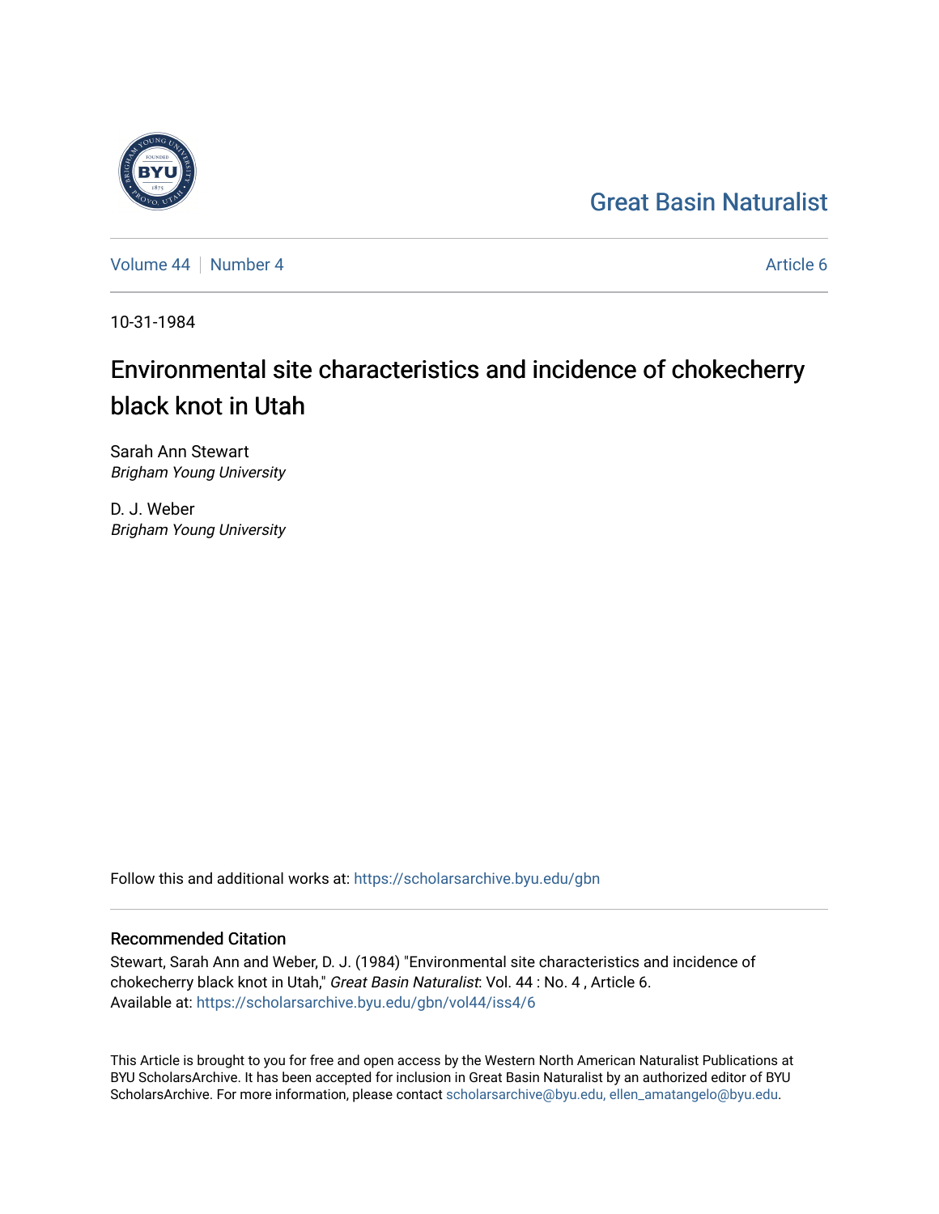Great Basin Naturalist

Volume 44 | Number 4

Article 6

10-31-1984

# Environmental site characteristics and incidence of chokecherry black knot in Utah

Sarah Ann Stewart
*Brigham Young University*

D. J. Weber
*Brigham Young University*

Follow this and additional works at: https://scholarsarchive.byu.edu/gbn

## Recommended Citation

Stewart, Sarah Ann and Weber, D. J. (1984) "Environmental site characteristics and incidence of chokecherry black knot in Utah," *Great Basin Naturalist*: Vol. 44 : No. 4 , Article 6.
Available at: https://scholarsarchive.byu.edu/gbn/vol44/iss4/6

This Article is brought to you for free and open access by the Western North American Naturalist Publications at BYU ScholarsArchive. It has been accepted for inclusion in Great Basin Naturalist by an authorized editor of BYU ScholarsArchive. For more information, please contact scholarsarchive@byu.edu, ellen_amatangelo@byu.edu.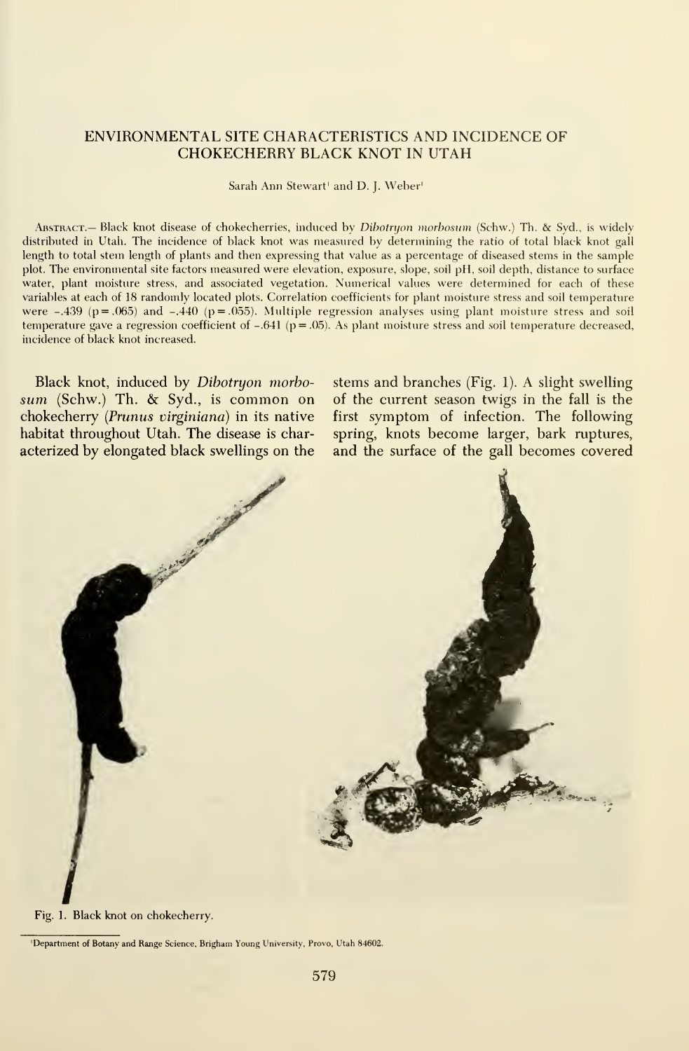# ENVIRONMENTAL SITE CHARACTERISTICS AND INCIDENCE OF CHOKECHERRY BLACK KNOT IN UTAH

Sarah Ann Stewart[1] and D. J. Weber[1]

Abstract.— Black knot disease of chokecherries, induced by *Dibotryon morbosum* (Schw.) Th. & Syd., is widely distributed in Utah. The incidence of black knot was measured by determining the ratio of total black knot gall length to total stem length of plants and then expressing that value as a percentage of diseased stems in the sample plot. The environmental site factors measured were elevation, exposure, slope, soil pH, soil depth, distance to surface water, plant moisture stress, and associated vegetation. Numerical values were determined for each of these variables at each of 18 randomly located plots. Correlation coefficients for plant moisture stress and soil temperature were −.439 ($p = .065$) and −.440 ($p = .055$). Multiple regression analyses using plant moisture stress and soil temperature gave a regression coefficient of −.641 ($p = .05$). As plant moisture stress and soil temperature decreased, incidence of black knot increased.

Black knot, induced by *Dibotryon morbosum* (Schw.) Th. & Syd., is common on chokecherry (*Prunus virginiana*) in its native habitat throughout Utah. The disease is characterized by elongated black swellings on the stems and branches (Fig. 1). A slight swelling of the current season twigs in the fall is the first symptom of infection. The following spring, knots become larger, bark ruptures, and the surface of the gall becomes covered

Fig. 1. Black knot on chokecherry.

[1]Department of Botany and Range Science, Brigham Young University, Provo, Utah 84602.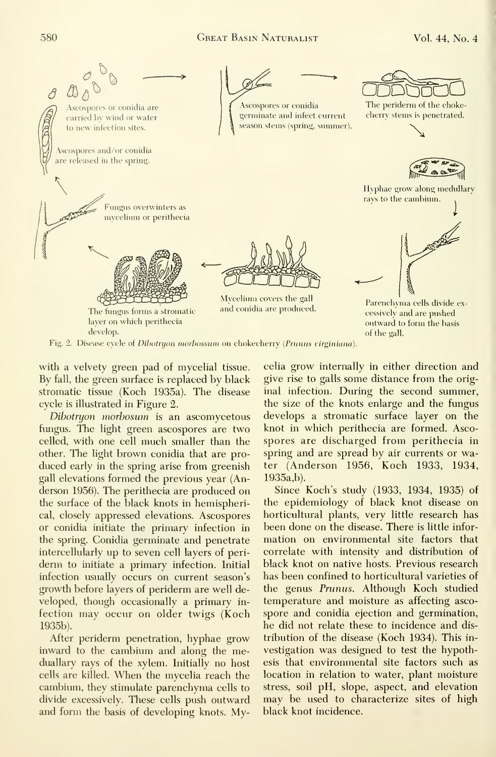Ascospores or conidia are carried by wind or water to new infection sites.

Ascospores or conidia germinate and infect current season stems (spring, summer).

The periderm of the chokecherry stems is penetrated.

Ascospores and/or conidia are released in the spring.

Hyphae grow along medullary rays to the cambium.

Fungus overwinters as mycelium or perithecia

The fungus forms a stromatic layer on which perithecia develop.

Mycelium covers the gall and conidia are produced.

Parenchyma cells divide excessively and are pushed outward to form the basis of the gall.

Fig. 2. Disease cycle of *Dibotryon morbossum* on chokecherry (*Prunus virginiana*).

with a velvety green pad of mycelial tissue. By fall, the green surface is replaced by black stromatic tissue (Koch 1935a). The disease cycle is illustrated in Figure 2.

*Dibotryon morbosum* is an ascomycetous fungus. The light green ascospores are two celled, with one cell much smaller than the other. The light brown conidia that are produced early in the spring arise from greenish gall elevations formed the previous year (Anderson 1956). The perithecia are produced on the surface of the black knots in hemispherical, closely appressed elevations. Ascospores or conidia initiate the primary infection in the spring. Conidia germinate and penetrate intercellularly up to seven cell layers of periderm to initiate a primary infection. Initial infection usually occurs on current season's growth before layers of periderm are well developed, though occasionally a primary infection may occur on older twigs (Koch 1935b).

After periderm penetration, hyphae grow inward to the cambium and along the meduallary rays of the xylem. Initially no host cells are killed. When the mycelia reach the cambium, they stimulate parenchyma cells to divide excessively. These cells push outward and form the basis of developing knots. Mycelia grow internally in either direction and give rise to galls some distance from the original infection. During the second summer, the size of the knots enlarge and the fungus develops a stromatic surface layer on the knot in which perithecia are formed. Ascospores are discharged from perithecia in spring and are spread by air currents or water (Anderson 1956, Koch 1933, 1934, 1935a,b).

Since Koch's study (1933, 1934, 1935) of the epidemiology of black knot disease on horticultural plants, very little research has been done on the disease. There is little information on environmental site factors that correlate with intensity and distribution of black knot on native hosts. Previous research has been confined to horticultural varieties of the genus *Prunus*. Although Koch studied temperature and moisture as affecting ascospore and conidia ejection and germination, he did not relate these to incidence and distribution of the disease (Koch 1934). This investigation was designed to test the hypothesis that environmental site factors such as location in relation to water, plant moisture stress, soil pH, slope, aspect, and elevation may be used to characterize sites of high black knot incidence.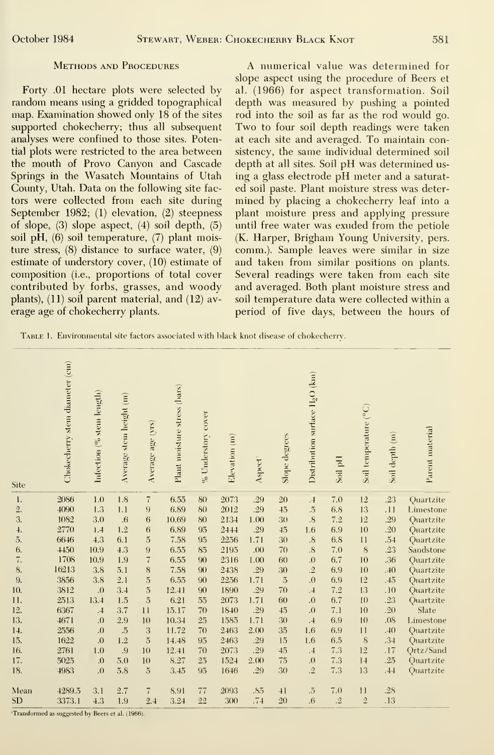## Methods and Procedures

Forty .01 hectare plots were selected by random means using a gridded topographical map. Examination showed only 18 of the sites supported chokecherry; thus all subsequent analyses were confined to those sites. Potential plots were restricted to the area between the mouth of Provo Canyon and Cascade Springs in the Wasatch Mountains of Utah County, Utah. Data on the following site factors were collected from each site during September 1982; (1) elevation, (2) steepness of slope, (3) slope aspect, (4) soil depth, (5) soil pH, (6) soil temperature, (7) plant moisture stress, (8) distance to surface water, (9) estimate of understory cover, (10) estimate of composition (i.e., proportions of total cover contributed by forbs, grasses, and woody plants), (11) soil parent material, and (12) average age of chokecherry plants.

A numerical value was determined for slope aspect using the procedure of Beers et al. (1966) for aspect transformation. Soil depth was measured by pushing a pointed rod into the soil as far as the rod would go. Two to four soil depth readings were taken at each site and averaged. To maintain consistency, the same individual determined soil depth at all sites. Soil pH was determined using a glass electrode pH meter and a saturated soil paste. Plant moisture stress was determined by placing a chokecherry leaf into a plant moisture press and applying pressure until free water was exuded from the petiole (K. Harper, Brigham Young University, pers. comm.). Sample leaves were similar in size and taken from similar positions on plants. Several readings were taken from each site and averaged. Both plant moisture stress and soil temperature data were collected within a period of five days, between the hours of

Table 1. Environmental site factors associated with black knot disease of chokecherry.

| Site | Chokecherry stem diameter (cm) | Infection (% stem length) | Average stem height (m) | Average age (yrs) | Plant moisture stress (bars) | % Understory cover | Elevation (m) | Aspect[1] | Slope degrees | Distribution surface $H_2O$ (km) | Soil pH | Soil temperature (°C) | Soil depth (m) | Parent material |
|---|---|---|---|---|---|---|---|---|---|---|---|---|---|---|
| 1. | 2086 | 1.0 | 1.8 | 7 | 6.55 | 80 | 2073 | .29 | 20 | .4 | 7.0 | 12 | .23 | Quartzite |
| 2. | 4090 | 1.3 | 1.1 | 9 | 6.89 | 80 | 2012 | .29 | 45 | .5 | 6.8 | 13 | .11 | Limestone |
| 3. | 1082 | 3.0 | .6 | 6 | 10.69 | 80 | 2134 | 1.00 | 30 | .8 | 7.2 | 12 | .29 | Quartzite |
| 4. | 2770 | 1.4 | 1.2 | 6 | 6.89 | 95 | 2444 | .29 | 45 | 1.6 | 6.9 | 10 | .20 | Quartzite |
| 5. | 6646 | 4.3 | 6.1 | 5 | 7.58 | 95 | 2256 | 1.71 | 30 | .8 | 6.8 | 11 | .54 | Quartzite |
| 6. | 4450 | 10.9 | 4.3 | 9 | 6.55 | 85 | 2195 | .00 | 70 | .8 | 7.0 | 8 | .23 | Sandstone |
| 7. | 1708 | 10.9 | 1.9 | 7 | 6.55 | 90 | 2316 | 1.00 | 60 | .0 | 6.7 | 10 | .36 | Quartzite |
| 8. | 16213 | 3.8 | 5.1 | 8 | 7.58 | 90 | 2438 | .29 | 30 | .2 | 6.9 | 10 | .40 | Quartzite |
| 9. | 3856 | 3.8 | 2.1 | 5 | 6.55 | 90 | 2256 | 1.71 | 5 | .0 | 6.9 | 12 | .45 | Quartzite |
| 10. | 3812 | .0 | 3.4 | 5 | 12.41 | 90 | 1890 | .29 | 70 | .4 | 7.2 | 13 | .10 | Quartzite |
| 11. | 2513 | 13.4 | 1.5 | 5 | 6.21 | 55 | 2073 | 1.71 | 60 | .0 | 6.7 | 10 | .23 | Quartzite |
| 12. | 6367 | .4 | 3.7 | 11 | 15.17 | 70 | 1840 | .29 | 45 | .0 | 7.1 | 10 | .20 | Slate |
| 13. | 4671 | .0 | 2.9 | 10 | 10.34 | 25 | 1585 | 1.71 | 30 | .4 | 6.9 | 10 | .08 | Limestone |
| 14. | 2556 | .0 | .5 | 3 | 11.72 | 70 | 2463 | 2.00 | 35 | 1.6 | 6.9 | 11 | .40 | Quartzite |
| 15. | 1622 | .0 | 1.2 | 5 | 14.48 | 95 | 2463 | .29 | 15 | 1.6 | 6.5 | 8 | .34 | Quartzite |
| 16. | 2761 | 1.0 | .9 | 10 | 12.41 | 70 | 2073 | .29 | 45 | .4 | 7.3 | 12 | .17 | Qrtz/Sand |
| 17. | 5025 | .0 | 5.0 | 10 | 8.27 | 25 | 1524 | 2.00 | 75 | .0 | 7.3 | 14 | .25 | Quartzite |
| 18. | 4983 | .0 | 5.8 | 5 | 3.45 | 95 | 1646 | .29 | 30 | .2 | 7.3 | 13 | .44 | Quartzite |
| Mean | 4289.5 | 3.1 | 2.7 | 7 | 8.91 | 77 | 2093 | .85 | 41 | .5 | 7.0 | 11 | .28 | |
| SD | 3373.1 | 4.3 | 1.9 | 2.4 | 3.24 | 22 | 300 | .74 | 20 | .6 | .2 | 2 | .13 | |

[1]Transformed as suggested by Beers et al. (1966).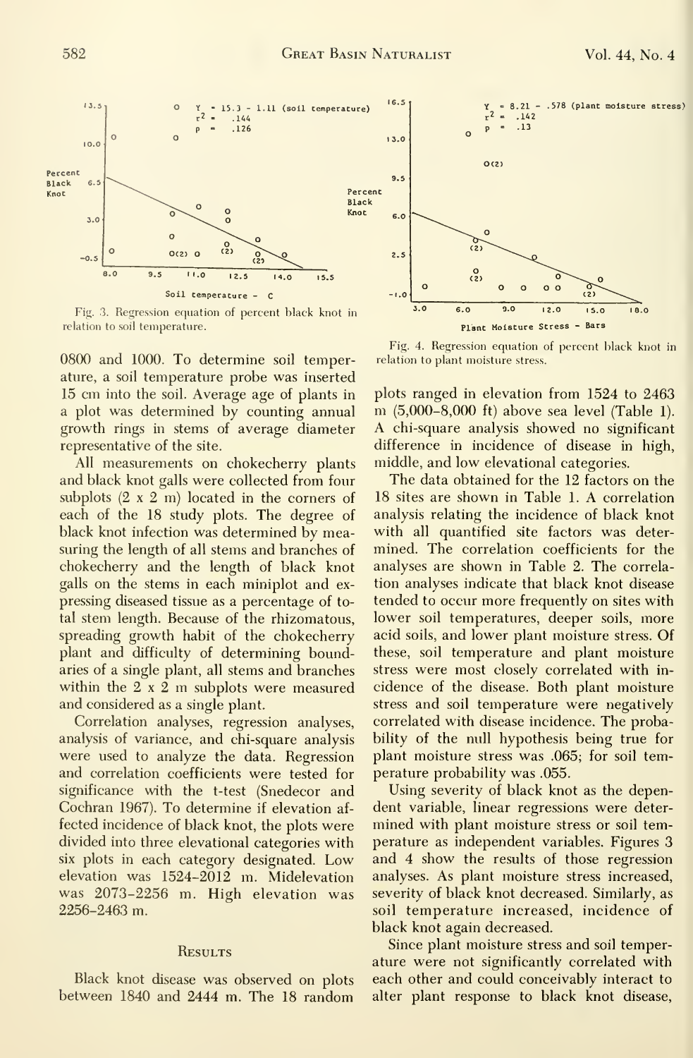Fig. 3. Regression equation of percent black knot in relation to soil temperature.

Fig. 4. Regression equation of percent black knot in relation to plant moisture stress.

0800 and 1000. To determine soil temperature, a soil temperature probe was inserted 15 cm into the soil. Average age of plants in a plot was determined by counting annual growth rings in stems of average diameter representative of the site.

All measurements on chokecherry plants and black knot galls were collected from four subplots (2 x 2 m) located in the corners of each of the 18 study plots. The degree of black knot infection was determined by measuring the length of all stems and branches of chokecherry and the length of black knot galls on the stems in each miniplot and expressing diseased tissue as a percentage of total stem length. Because of the rhizomatous, spreading growth habit of the chokecherry plant and difficulty of determining boundaries of a single plant, all stems and branches within the 2 x 2 m subplots were measured and considered as a single plant.

Correlation analyses, regression analyses, analysis of variance, and chi-square analysis were used to analyze the data. Regression and correlation coefficients were tested for significance with the t-test (Snedecor and Cochran 1967). To determine if elevation affected incidence of black knot, the plots were divided into three elevational categories with six plots in each category designated. Low elevation was 1524–2012 m. Midelevation was 2073–2256 m. High elevation was 2256–2463 m.

## Results

Black knot disease was observed on plots between 1840 and 2444 m. The 18 random plots ranged in elevation from 1524 to 2463 m (5,000–8,000 ft) above sea level (Table 1). A chi-square analysis showed no significant difference in incidence of disease in high, middle, and low elevational categories.

The data obtained for the 12 factors on the 18 sites are shown in Table 1. A correlation analysis relating the incidence of black knot with all quantified site factors was determined. The correlation coefficients for the analyses are shown in Table 2. The correlation analyses indicate that black knot disease tended to occur more frequently on sites with lower soil temperatures, deeper soils, more acid soils, and lower plant moisture stress. Of these, soil temperature and plant moisture stress were most closely correlated with incidence of the disease. Both plant moisture stress and soil temperature were negatively correlated with disease incidence. The probability of the null hypothesis being true for plant moisture stress was .065; for soil temperature probability was .055.

Using severity of black knot as the dependent variable, linear regressions were determined with plant moisture stress or soil temperature as independent variables. Figures 3 and 4 show the results of those regression analyses. As plant moisture stress increased, severity of black knot decreased. Similarly, as soil temperature increased, incidence of black knot again decreased.

Since plant moisture stress and soil temperature were not significantly correlated with each other and could conceivably interact to alter plant response to black knot disease,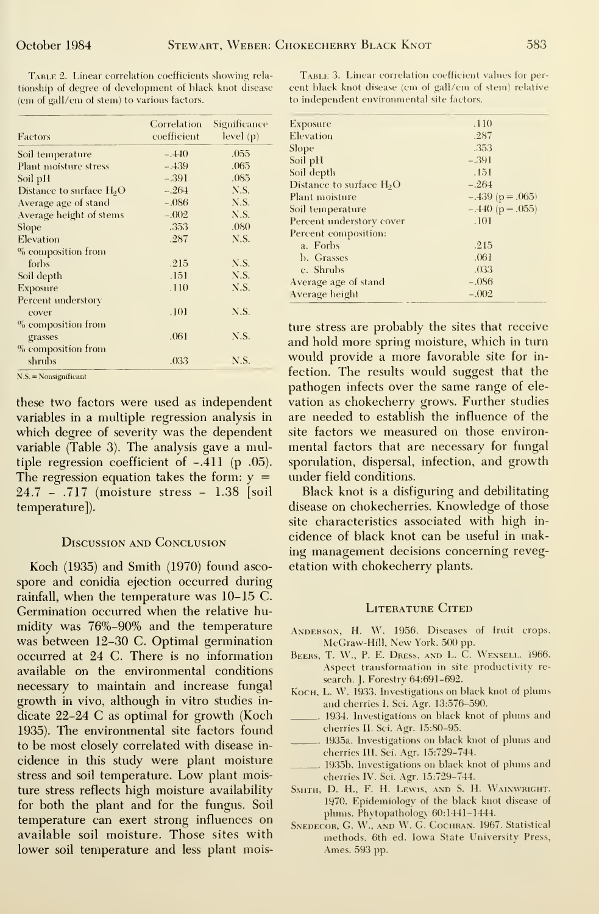Table 2. Linear correlation coefficients showing relationship of degree of development of black knot disease (cm of gall/cm of stem) to various factors.

| Factors | Correlation coefficient | Significance level (p) |
|---|---|---|
| Soil temperature | −.440 | .055 |
| Plant moisture stress | −.439 | .065 |
| Soil pH | −.391 | .085 |
| Distance to surface $H_2O$ | −.264 | N.S. |
| Average age of stand | −.086 | N.S. |
| Average height of stems | −.002 | N.S. |
| Slope | .353 | .080 |
| Elevation | .287 | N.S. |
| % composition from forbs | .215 | N.S. |
| Soil depth | .151 | N.S. |
| Exposure | .110 | N.S. |
| Percent understory cover | .101 | N.S. |
| % composition from grasses | .061 | N.S. |
| % composition from shrubs | .033 | N.S. |

N.S. = Nonsignificant

these two factors were used as independent variables in a multiple regression analysis in which degree of severity was the dependent variable (Table 3). The analysis gave a multiple regression coefficient of −.411 (p .05). The regression equation takes the form: y = 24.7 − .717 (moisture stress − 1.38 [soil temperature]).

## Discussion and Conclusion

Koch (1935) and Smith (1970) found ascospore and conidia ejection occurred during rainfall, when the temperature was 10–15 C. Germination occurred when the relative humidity was 76%–90% and the temperature was between 12–30 C. Optimal germination occurred at 24 C. There is no information available on the environmental conditions necessary to maintain and increase fungal growth in vivo, although in vitro studies indicate 22–24 C as optimal for growth (Koch 1935). The environmental site factors found to be most closely correlated with disease incidence in this study were plant moisture stress and soil temperature. Low plant moisture stress reflects high moisture availability for both the plant and for the fungus. Soil temperature can exert strong influences on available soil moisture. Those sites with lower soil temperature and less plant moisture stress are probably the sites that receive and hold more spring moisture, which in turn would provide a more favorable site for infection. The results would suggest that the pathogen infects over the same range of elevation as chokecherry grows. Further studies are needed to establish the influence of the site factors we measured on those environmental factors that are necessary for fungal sporulation, dispersal, infection, and growth under field conditions.

Black knot is a disfiguring and debilitating disease on chokecherries. Knowledge of those site characteristics associated with high incidence of black knot can be useful in making management decisions concerning revegetation with chokecherry plants.

Table 3. Linear correlation coefficient values for percent black knot disease (cm of gall/cm of stem) relative to independent environmental site factors.

| | |
|---|---|
| Exposure | .110 |
| Elevation | .287 |
| Slope | .353 |
| Soil pH | −.391 |
| Soil depth | .151 |
| Distance to surface $H_2O$ | −.264 |
| Plant moisture | −.439 ($p = .065$) |
| Soil temperature | −.440 ($p = .055$) |
| Percent understory cover | .101 |
| Percent composition: | |
| a. Forbs | .215 |
| b. Grasses | .061 |
| c. Shrubs | .033 |
| Average age of stand | −.086 |
| Average height | −.002 |

## Literature Cited

Anderson, H. W. 1956. Diseases of fruit crops. McGraw-Hill, New York. 500 pp.

Beers, T. W., P. E. Dress, and L. C. Wensell. 1966. Aspect transformation in site productivity research. J. Forestry 64:691–692.

Koch, L. W. 1933. Investigations on black knot of plums and cherries I. Sci. Agr. 13:576–590.

\_\_\_\_\_\_. 1934. Investigations on black knot of plums and cherries II. Sci. Agr. 15:80–95.

\_\_\_\_\_\_. 1935a. Investigations on black knot of plums and cherries III. Sci. Agr. 15:729–744.

\_\_\_\_\_\_. 1935b. Investigations on black knot of plums and cherries IV. Sci. Agr. 15:729–744.

Smith, D. H., F. H. Lewis, and S. H. Wainwright. 1970. Epidemiology of the black knot disease of plums. Phytopathology 60:1441–1444.

Snedecor, G. W., and W. G. Cochran. 1967. Statistical methods, 6th ed. Iowa State University Press, Ames. 593 pp.